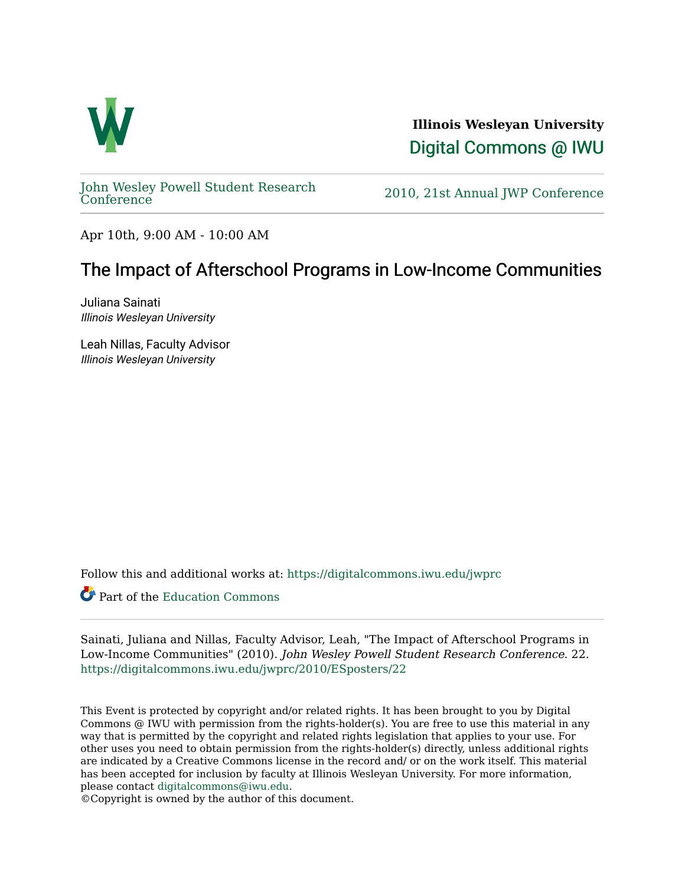**Illinois Wesleyan University**

Digital Commons @ IWU

John Wesley Powell Student Research Conference

2010, 21st Annual JWP Conference

Apr 10th, 9:00 AM - 10:00 AM

# The Impact of Afterschool Programs in Low-Income Communities

Juliana Sainati
*Illinois Wesleyan University*

Leah Nillas, Faculty Advisor
*Illinois Wesleyan University*

Follow this and additional works at: https://digitalcommons.iwu.edu/jwprc

Part of the Education Commons

Sainati, Juliana and Nillas, Faculty Advisor, Leah, "The Impact of Afterschool Programs in Low-Income Communities" (2010). *John Wesley Powell Student Research Conference*. 22.
https://digitalcommons.iwu.edu/jwprc/2010/ESposters/22

This Event is protected by copyright and/or related rights. It has been brought to you by Digital Commons @ IWU with permission from the rights-holder(s). You are free to use this material in any way that is permitted by the copyright and related rights legislation that applies to your use. For other uses you need to obtain permission from the rights-holder(s) directly, unless additional rights are indicated by a Creative Commons license in the record and/ or on the work itself. This material has been accepted for inclusion by faculty at Illinois Wesleyan University. For more information, please contact digitalcommons@iwu.edu.
©Copyright is owned by the author of this document.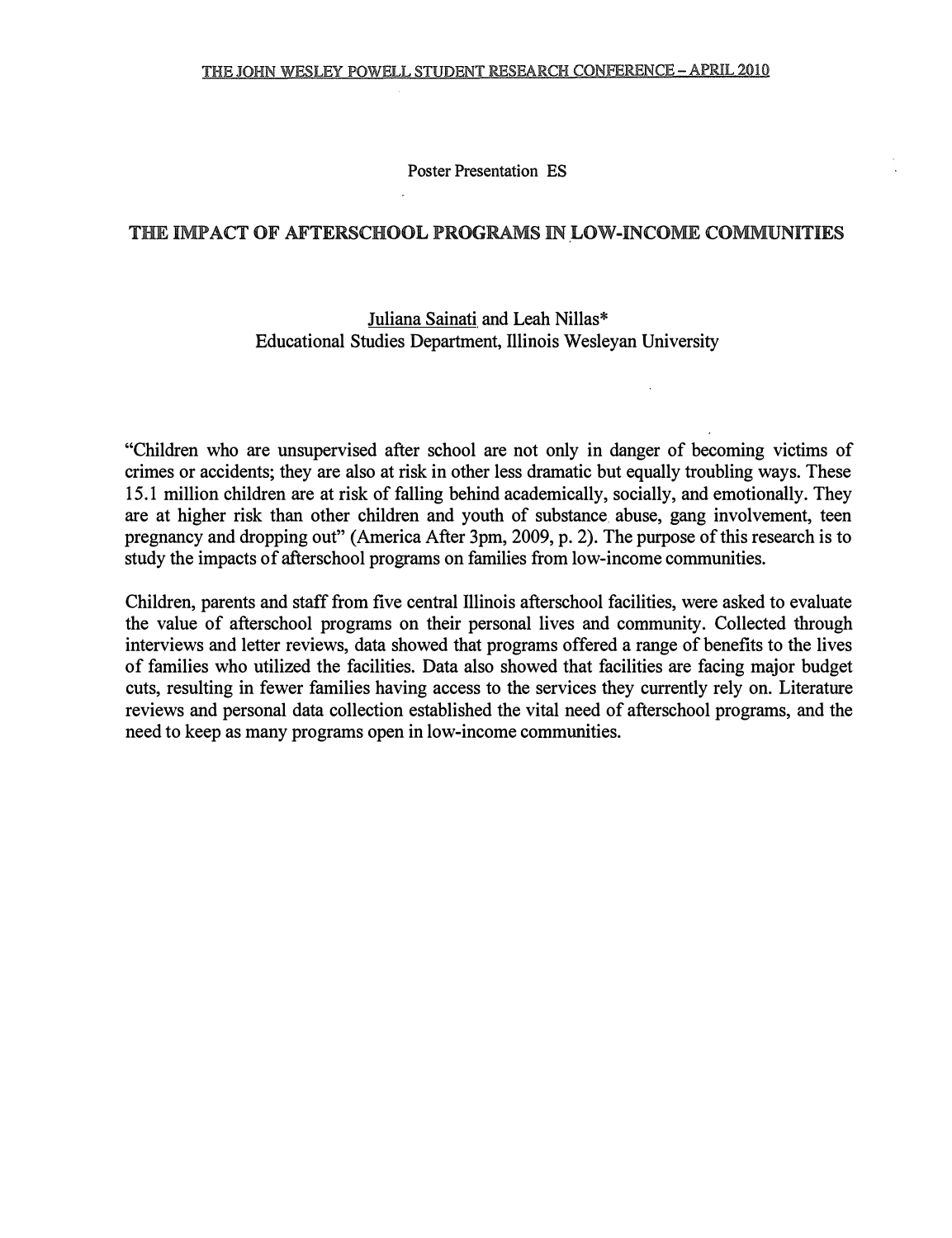Poster Presentation ES

# THE IMPACT OF AFTERSCHOOL PROGRAMS IN LOW-INCOME COMMUNITIES

Juliana Sainati and Leah Nillas*
Educational Studies Department, Illinois Wesleyan University

"Children who are unsupervised after school are not only in danger of becoming victims of crimes or accidents; they are also at risk in other less dramatic but equally troubling ways. These 15.1 million children are at risk of falling behind academically, socially, and emotionally. They are at higher risk than other children and youth of substance abuse, gang involvement, teen pregnancy and dropping out" (America After 3pm, 2009, p. 2). The purpose of this research is to study the impacts of afterschool programs on families from low-income communities.

Children, parents and staff from five central Illinois afterschool facilities, were asked to evaluate the value of afterschool programs on their personal lives and community. Collected through interviews and letter reviews, data showed that programs offered a range of benefits to the lives of families who utilized the facilities. Data also showed that facilities are facing major budget cuts, resulting in fewer families having access to the services they currently rely on. Literature reviews and personal data collection established the vital need of afterschool programs, and the need to keep as many programs open in low-income communities.